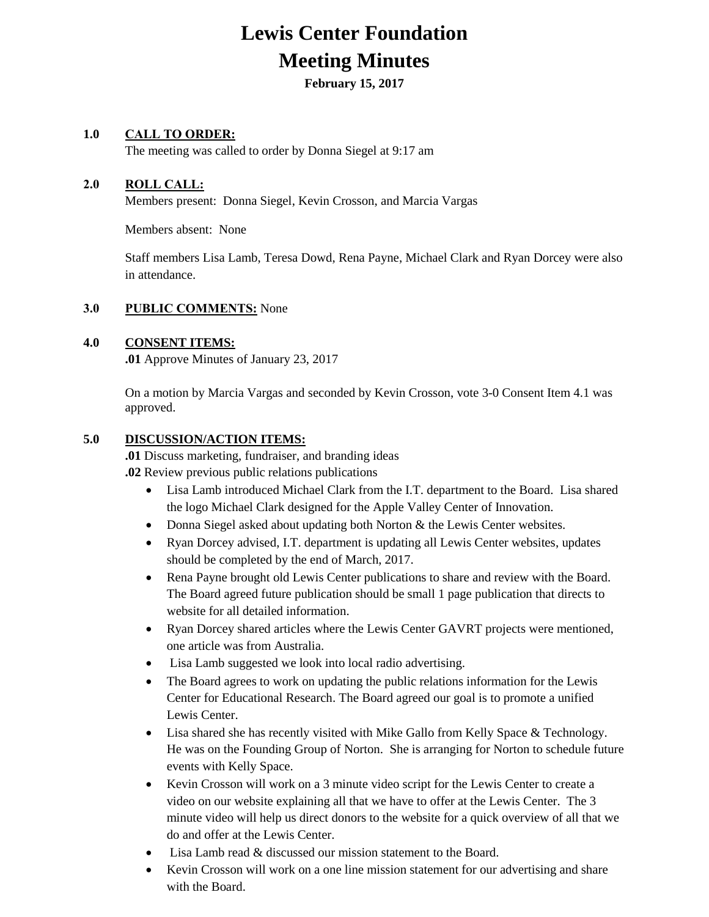# Lewis Center Foundation

# Meeting Minutes

**February 15, 2017**

**1.0 CALL TO ORDER:**

The meeting was called to order by Donna Siegel at 9:17 am

**2.0 ROLL CALL:**

Members present: Donna Siegel, Kevin Crosson, and Marcia Vargas

Members absent: None

Staff members Lisa Lamb, Teresa Dowd, Rena Payne, Michael Clark and Ryan Dorcey were also in attendance.

**3.0 PUBLIC COMMENTS:** None

**4.0 CONSENT ITEMS:**

**.01** Approve Minutes of January 23, 2017

On a motion by Marcia Vargas and seconded by Kevin Crosson, vote 3-0 Consent Item 4.1 was approved.

**5.0 DISCUSSION/ACTION ITEMS:**

**.01** Discuss marketing, fundraiser, and branding ideas

**.02** Review previous public relations publications

- Lisa Lamb introduced Michael Clark from the I.T. department to the Board. Lisa shared the logo Michael Clark designed for the Apple Valley Center of Innovation.
- Donna Siegel asked about updating both Norton & the Lewis Center websites.
- Ryan Dorcey advised, I.T. department is updating all Lewis Center websites, updates should be completed by the end of March, 2017.
- Rena Payne brought old Lewis Center publications to share and review with the Board. The Board agreed future publication should be small 1 page publication that directs to website for all detailed information.
- Ryan Dorcey shared articles where the Lewis Center GAVRT projects were mentioned, one article was from Australia.
- Lisa Lamb suggested we look into local radio advertising.
- The Board agrees to work on updating the public relations information for the Lewis Center for Educational Research. The Board agreed our goal is to promote a unified Lewis Center.
- Lisa shared she has recently visited with Mike Gallo from Kelly Space & Technology. He was on the Founding Group of Norton. She is arranging for Norton to schedule future events with Kelly Space.
- Kevin Crosson will work on a 3 minute video script for the Lewis Center to create a video on our website explaining all that we have to offer at the Lewis Center. The 3 minute video will help us direct donors to the website for a quick overview of all that we do and offer at the Lewis Center.
- Lisa Lamb read & discussed our mission statement to the Board.
- Kevin Crosson will work on a one line mission statement for our advertising and share with the Board.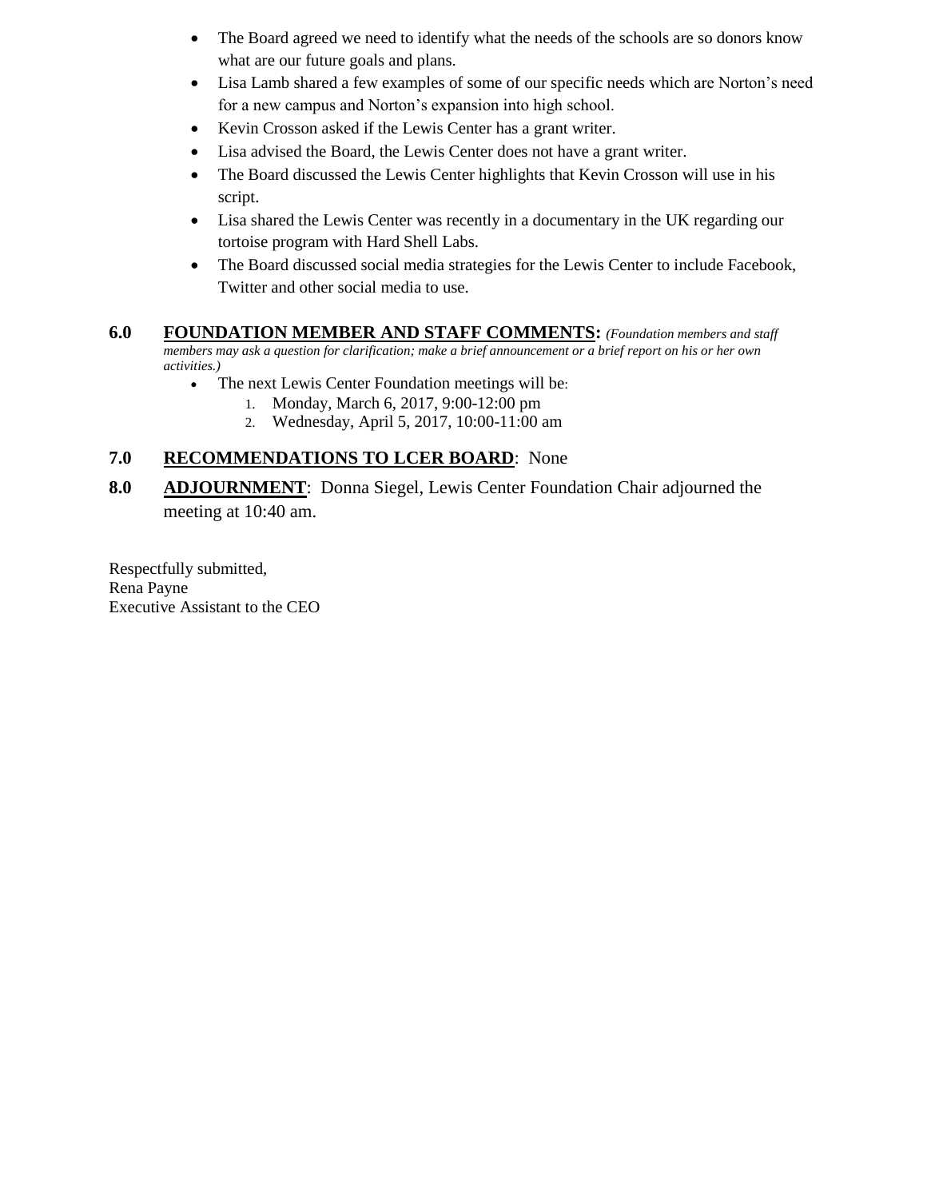- The Board agreed we need to identify what the needs of the schools are so donors know what are our future goals and plans.
- Lisa Lamb shared a few examples of some of our specific needs which are Norton's need for a new campus and Norton's expansion into high school.
- Kevin Crosson asked if the Lewis Center has a grant writer.
- Lisa advised the Board, the Lewis Center does not have a grant writer.
- The Board discussed the Lewis Center highlights that Kevin Crosson will use in his script.
- Lisa shared the Lewis Center was recently in a documentary in the UK regarding our tortoise program with Hard Shell Labs.
- The Board discussed social media strategies for the Lewis Center to include Facebook, Twitter and other social media to use.

**6.0 <u>FOUNDATION MEMBER AND STAFF COMMENTS</u>:** *(Foundation members and staff members may ask a question for clarification; make a brief announcement or a brief report on his or her own activities.)*

- The next Lewis Center Foundation meetings will be:
  1. Monday, March 6, 2017, 9:00-12:00 pm
  2. Wednesday, April 5, 2017, 10:00-11:00 am

**7.0 <u>RECOMMENDATIONS TO LCER BOARD</u>**: None

**8.0 <u>ADJOURNMENT</u>**: Donna Siegel, Lewis Center Foundation Chair adjourned the meeting at 10:40 am.

Respectfully submitted,
Rena Payne
Executive Assistant to the CEO